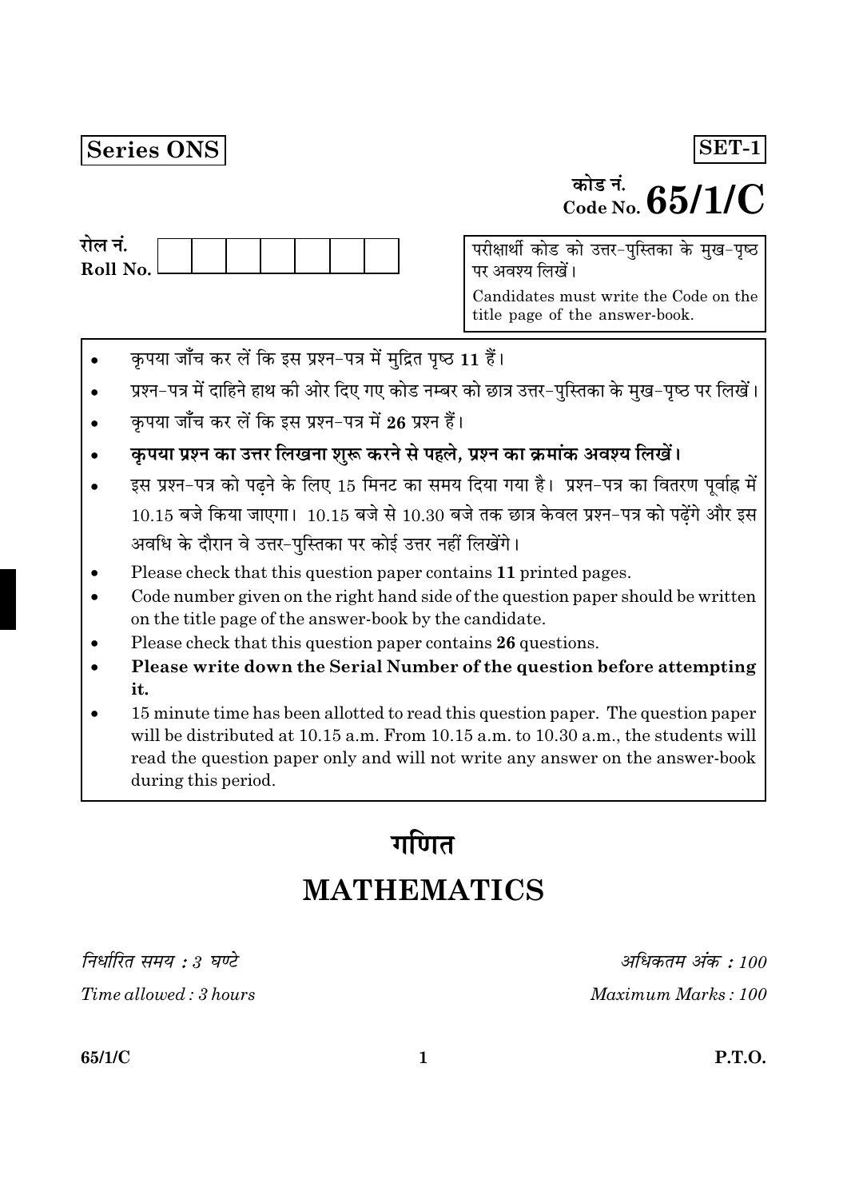**Series ONS**

**SET-1**

कोड नं.
Code No. **65/1/C**

रोल नं.
Roll No.

| | | | | | | | |
|---|---|---|---|---|---|---|---|
| | | | | | | | |

परीक्षार्थी कोड को उत्तर-पुस्तिका के मुख-पृष्ठ पर अवश्य लिखें।

Candidates must write the Code on the title page of the answer-book.

- कृपया जाँच कर लें कि इस प्रश्न-पत्र में मुद्रित पृष्ठ **11** हैं।
- प्रश्न-पत्र में दाहिने हाथ की ओर दिए गए कोड नम्बर को छात्र उत्तर-पुस्तिका के मुख-पृष्ठ पर लिखें।
- कृपया जाँच कर लें कि इस प्रश्न-पत्र में **26** प्रश्न हैं।
- **कृपया प्रश्न का उत्तर लिखना शुरू करने से पहले, प्रश्न का क्रमांक अवश्य लिखें।**
- इस प्रश्न-पत्र को पढ़ने के लिए 15 मिनट का समय दिया गया है। प्रश्न-पत्र का वितरण पूर्वाह्न में 10.15 बजे किया जाएगा। 10.15 बजे से 10.30 बजे तक छात्र केवल प्रश्न-पत्र को पढ़ेंगे और इस अवधि के दौरान वे उत्तर-पुस्तिका पर कोई उत्तर नहीं लिखेंगे।
- Please check that this question paper contains **11** printed pages.
- Code number given on the right hand side of the question paper should be written on the title page of the answer-book by the candidate.
- Please check that this question paper contains **26** questions.
- **Please write down the Serial Number of the question before attempting it.**
- 15 minute time has been allotted to read this question paper. The question paper will be distributed at 10.15 a.m. From 10.15 a.m. to 10.30 a.m., the students will read the question paper only and will not write any answer on the answer-book during this period.

# गणित

# MATHEMATICS

*निर्धारित समय : 3 घण्टे*

*अधिकतम अंक : 100*

*Time allowed : 3 hours*

*Maximum Marks : 100*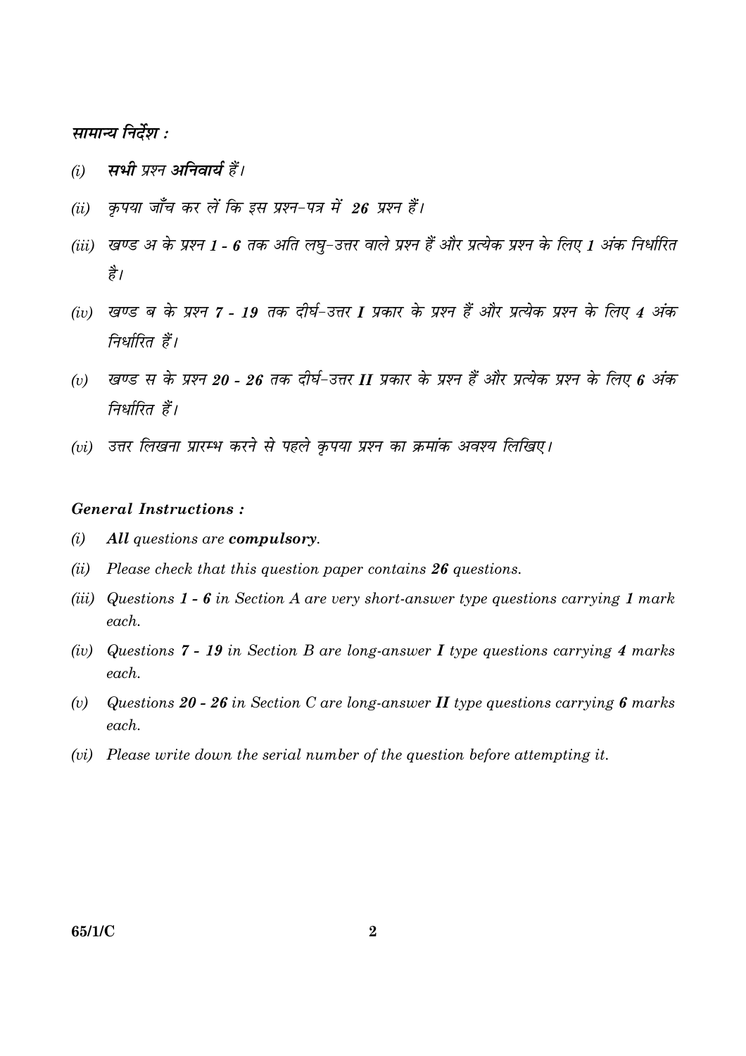*सामान्य निर्देश :*

*(i)* ***सभी*** *प्रश्न* ***अनिवार्य*** *हैं।*

*(ii)* *कृपया जाँच कर लें कि इस प्रश्न-पत्र में* ***26*** *प्रश्न हैं।*

*(iii)* *खण्ड अ के प्रश्न* ***1 - 6*** *तक अति लघु-उत्तर वाले प्रश्न हैं और प्रत्येक प्रश्न के लिए* ***1*** *अंक निर्धारित है।*

*(iv)* *खण्ड ब के प्रश्न* ***7 - 19*** *तक दीर्घ-उत्तर* ***I*** *प्रकार के प्रश्न हैं और प्रत्येक प्रश्न के लिए* ***4*** *अंक निर्धारित हैं।*

*(v)* *खण्ड स के प्रश्न* ***20 - 26*** *तक दीर्घ-उत्तर* ***II*** *प्रकार के प्रश्न हैं और प्रत्येक प्रश्न के लिए* ***6*** *अंक निर्धारित हैं।*

*(vi)* *उत्तर लिखना प्रारम्भ करने से पहले कृपया प्रश्न का क्रमांक अवश्य लिखिए।*

***General Instructions :***

*(i)* ***All*** *questions are* ***compulsory****.*

*(ii)* *Please check that this question paper contains* ***26*** *questions.*

*(iii)* *Questions* ***1 - 6*** *in Section A are very short-answer type questions carrying* ***1*** *mark each.*

*(iv)* *Questions* ***7 - 19*** *in Section B are long-answer* ***I*** *type questions carrying* ***4*** *marks each.*

*(v)* *Questions* ***20 - 26*** *in Section C are long-answer* ***II*** *type questions carrying* ***6*** *marks each.*

*(vi)* *Please write down the serial number of the question before attempting it.*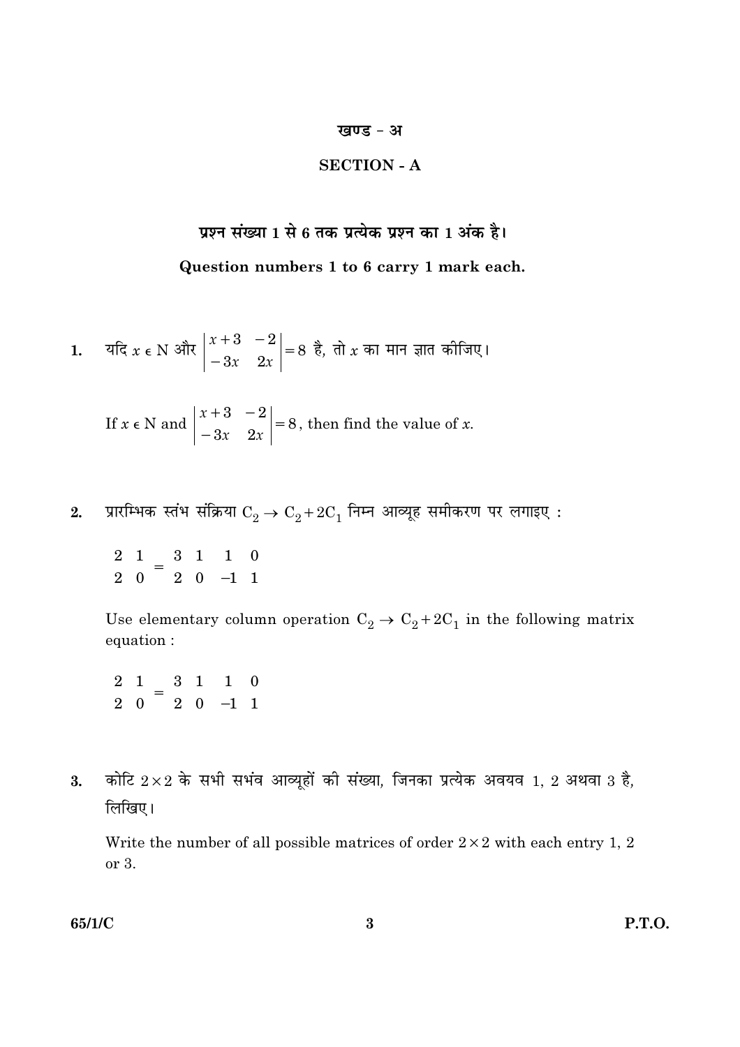## खण्ड - अ

## SECTION - A

**प्रश्न संख्या 1 से 6 तक प्रत्येक प्रश्न का 1 अंक है।**

**Question numbers 1 to 6 carry 1 mark each.**

1. यदि $x \in \text{N}$ और $\begin{vmatrix} x+3 & -2 \\ -3x & 2x \end{vmatrix} = 8$ है, तो $x$ का मान ज्ञात कीजिए।

   If $x \in \text{N}$ and $\begin{vmatrix} x+3 & -2 \\ -3x & 2x \end{vmatrix} = 8$, then find the value of $x$.

2. प्रारम्भिक स्तंभ संक्रिया $C_2 \to C_2 + 2C_1$ निम्न आव्यूह समीकरण पर लगाइए :

   $$\begin{matrix} 2 & 1 \\ 2 & 0 \end{matrix} = \begin{matrix} 3 & 1 \\ 2 & 0 \end{matrix} \quad \begin{matrix} 1 & 0 \\ -1 & 1 \end{matrix}$$

   Use elementary column operation $C_2 \to C_2 + 2C_1$ in the following matrix equation :

   $$\begin{matrix} 2 & 1 \\ 2 & 0 \end{matrix} = \begin{matrix} 3 & 1 \\ 2 & 0 \end{matrix} \quad \begin{matrix} 1 & 0 \\ -1 & 1 \end{matrix}$$

3. कोटि $2 \times 2$ के सभी सभंव आव्यूहों की संख्या, जिनका प्रत्येक अवयव 1, 2 अथवा 3 है, लिखिए।

   Write the number of all possible matrices of order $2 \times 2$ with each entry 1, 2 or 3.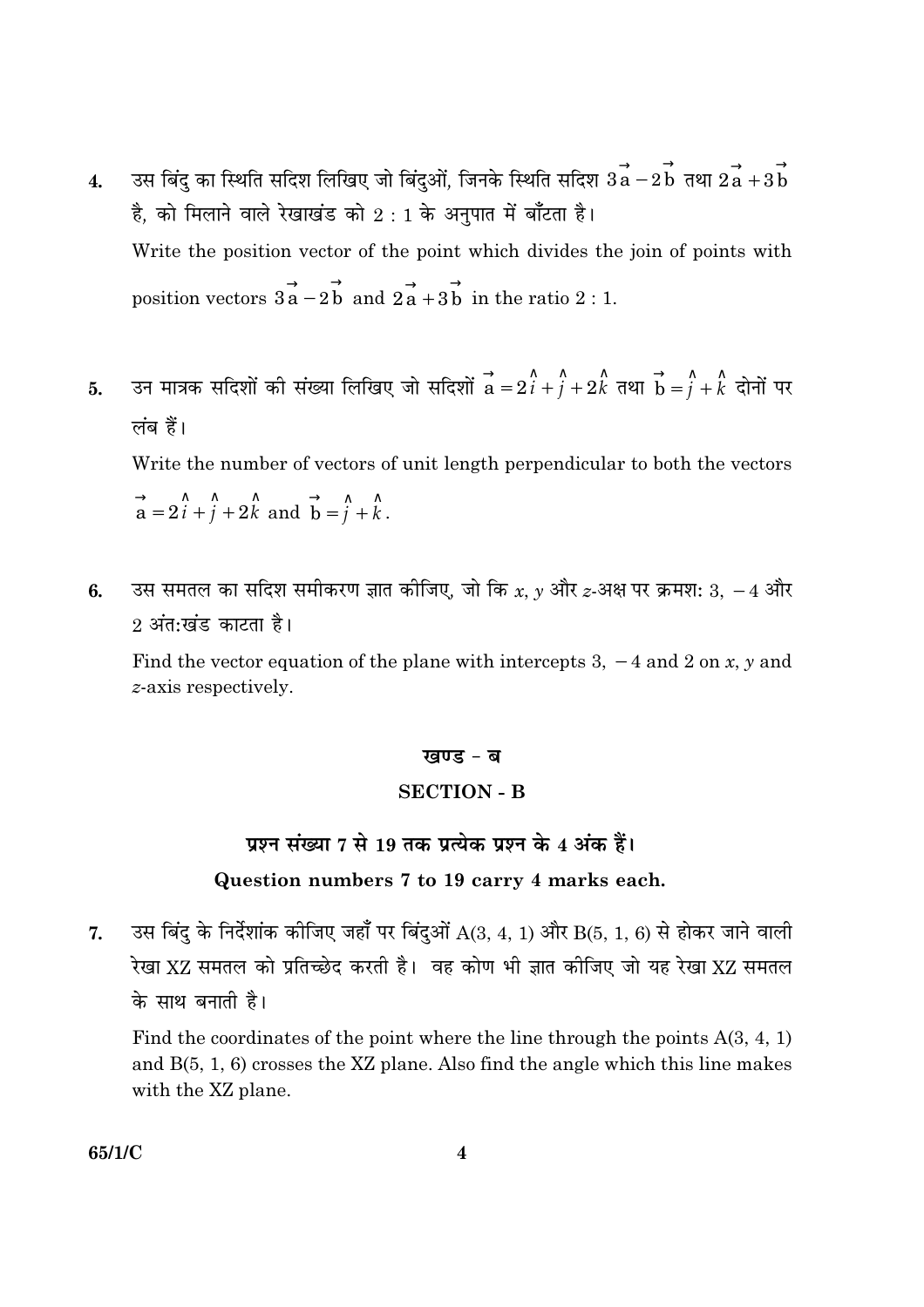4. उस बिंदु का स्थिति सदिश लिखिए जो बिंदुओं, जिनके स्थिति सदिश $3\vec{a} - 2\vec{b}$ तथा $2\vec{a} + 3\vec{b}$ है, को मिलाने वाले रेखाखंड को 2 : 1 के अनुपात में बाँटता है।

   Write the position vector of the point which divides the join of points with position vectors $3\vec{a} - 2\vec{b}$ and $2\vec{a} + 3\vec{b}$ in the ratio 2 : 1.

5. उन मात्रक सदिशों की संख्या लिखिए जो सदिशों $\vec{a} = 2\hat{i} + \hat{j} + 2\hat{k}$ तथा $\vec{b} = \hat{j} + \hat{k}$ दोनों पर लंब हैं।

   Write the number of vectors of unit length perpendicular to both the vectors $\vec{a} = 2\hat{i} + \hat{j} + 2\hat{k}$ and $\vec{b} = \hat{j} + \hat{k}$.

6. उस समतल का सदिश समीकरण ज्ञात कीजिए, जो कि $x$, $y$ और $z$-अक्ष पर क्रमशः 3, $-4$ और 2 अंत:खंड काटता है।

   Find the vector equation of the plane with intercepts 3, $-4$ and 2 on $x$, $y$ and $z$-axis respectively.

## खण्ड - ब

## SECTION - B

### प्रश्न संख्या 7 से 19 तक प्रत्येक प्रश्न के 4 अंक हैं।

### Question numbers 7 to 19 carry 4 marks each.

7. उस बिंदु के निर्देशांक कीजिए जहाँ पर बिंदुओं A(3, 4, 1) और B(5, 1, 6) से होकर जाने वाली रेखा XZ समतल को प्रतिच्छेद करती है। वह कोण भी ज्ञात कीजिए जो यह रेखा XZ समतल के साथ बनाती है।

   Find the coordinates of the point where the line through the points A(3, 4, 1) and B(5, 1, 6) crosses the XZ plane. Also find the angle which this line makes with the XZ plane.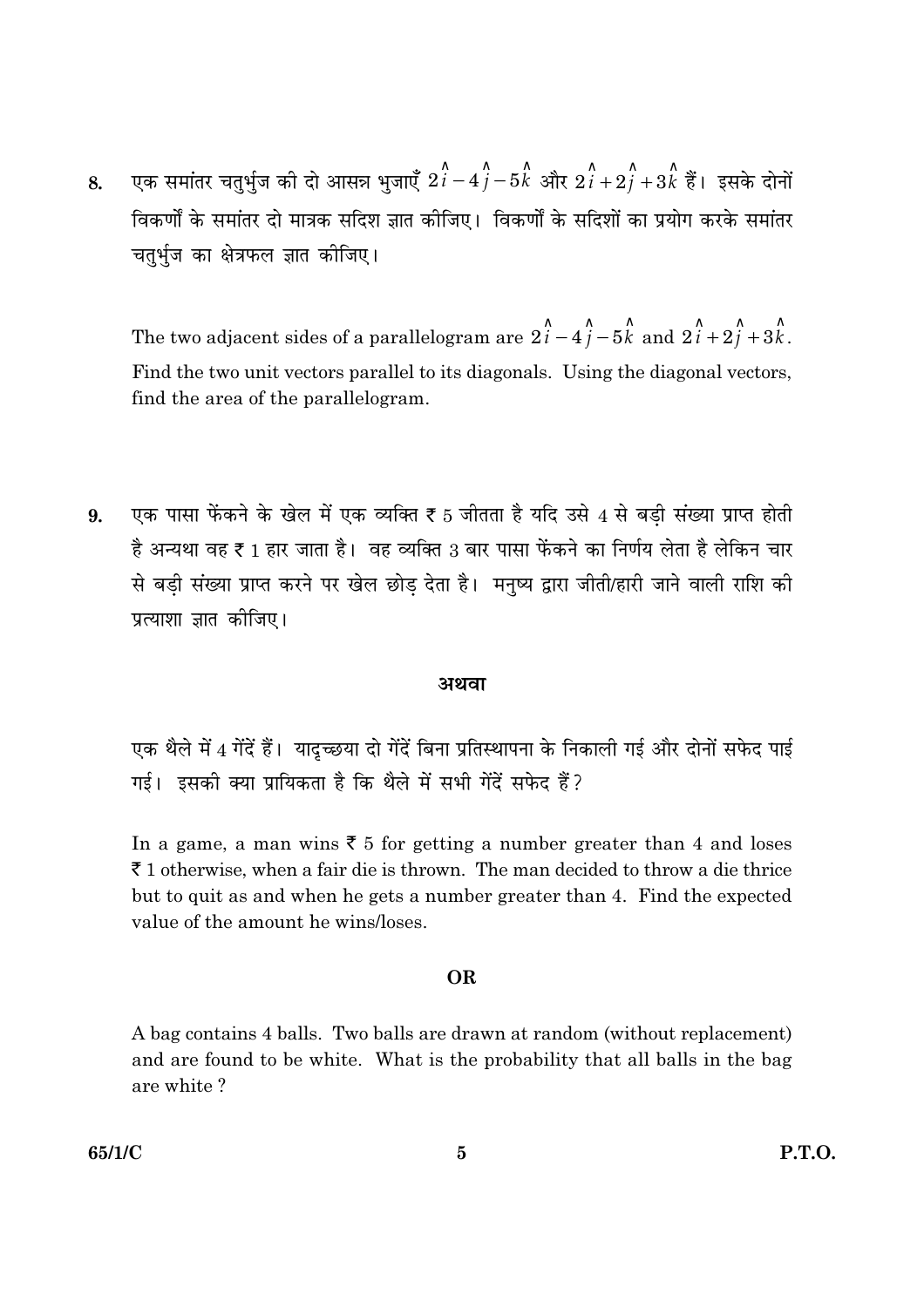8. एक समांतर चतुर्भुज की दो आसन्न भुजाएँ $2\hat{i} - 4\hat{j} - 5\hat{k}$ और $2\hat{i} + 2\hat{j} + 3\hat{k}$ हैं। इसके दोनों विकर्णों के समांतर दो मात्रक सदिश ज्ञात कीजिए। विकर्णों के सदिशों का प्रयोग करके समांतर चतुर्भुज का क्षेत्रफल ज्ञात कीजिए।

   The two adjacent sides of a parallelogram are $2\hat{i} - 4\hat{j} - 5\hat{k}$ and $2\hat{i} + 2\hat{j} + 3\hat{k}$. Find the two unit vectors parallel to its diagonals. Using the diagonal vectors, find the area of the parallelogram.

9. एक पासा फेंकने के खेल में एक व्यक्ति ₹ 5 जीतता है यदि उसे 4 से बड़ी संख्या प्राप्त होती है अन्यथा वह ₹ 1 हार जाता है। वह व्यक्ति 3 बार पासा फेंकने का निर्णय लेता है लेकिन चार से बड़ी संख्या प्राप्त करने पर खेल छोड़ देता है। मनुष्य द्वारा जीती/हारी जाने वाली राशि की प्रत्याशा ज्ञात कीजिए।

   **अथवा**

   एक थैले में 4 गेंदें हैं। यादृच्छया दो गेंदें बिना प्रतिस्थापना के निकाली गई और दोनों सफेद पाई गई। इसकी क्या प्रायिकता है कि थैले में सभी गेंदें सफेद हैं?

   In a game, a man wins ₹ 5 for getting a number greater than 4 and loses ₹ 1 otherwise, when a fair die is thrown. The man decided to throw a die thrice but to quit as and when he gets a number greater than 4. Find the expected value of the amount he wins/loses.

   **OR**

   A bag contains 4 balls. Two balls are drawn at random (without replacement) and are found to be white. What is the probability that all balls in the bag are white ?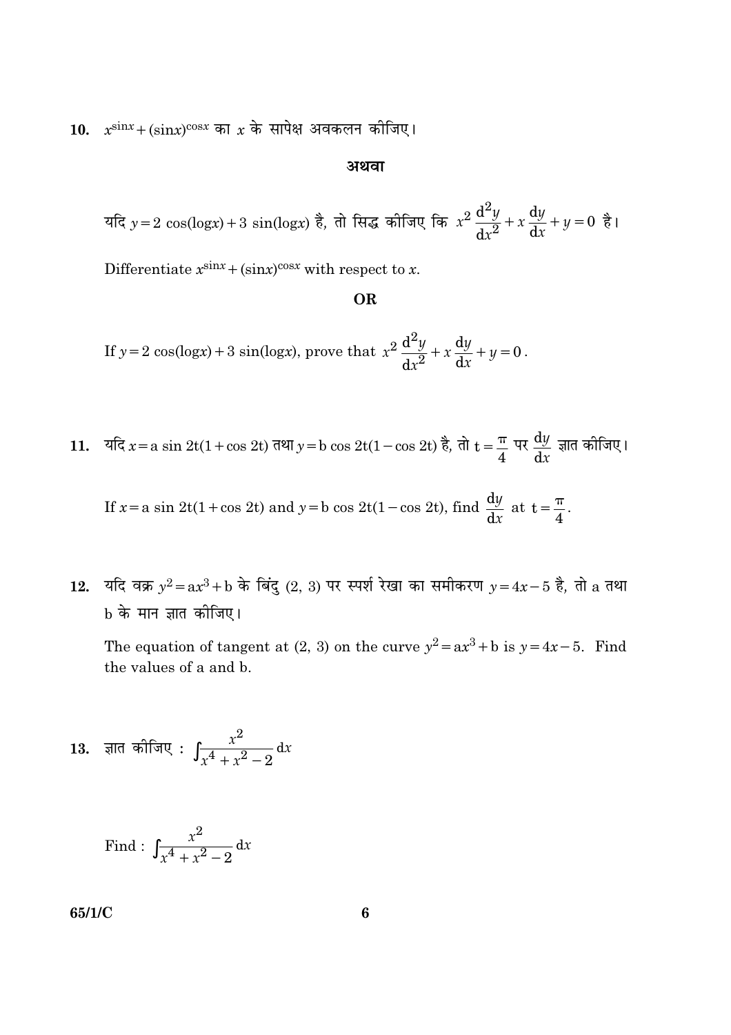10. $x^{\sin x} + (\sin x)^{\cos x}$ का $x$ के सापेक्ष अवकलन कीजिए।

**अथवा**

यदि $y = 2 \cos(\log x) + 3 \sin(\log x)$ है, तो सिद्ध कीजिए कि $x^2 \dfrac{d^2y}{dx^2} + x \dfrac{dy}{dx} + y = 0$ है।

Differentiate $x^{\sin x} + (\sin x)^{\cos x}$ with respect to $x$.

**OR**

If $y = 2 \cos(\log x) + 3 \sin(\log x)$, prove that $x^2 \dfrac{d^2y}{dx^2} + x \dfrac{dy}{dx} + y = 0$.

11. यदि $x = a \sin 2t(1 + \cos 2t)$ तथा $y = b \cos 2t(1 - \cos 2t)$ है, तो $t = \dfrac{\pi}{4}$ पर $\dfrac{dy}{dx}$ ज्ञात कीजिए।

If $x = a \sin 2t(1 + \cos 2t)$ and $y = b \cos 2t(1 - \cos 2t)$, find $\dfrac{dy}{dx}$ at $t = \dfrac{\pi}{4}$.

12. यदि वक्र $y^2 = ax^3 + b$ के बिंदु $(2, 3)$ पर स्पर्श रेखा का समीकरण $y = 4x - 5$ है, तो a तथा b के मान ज्ञात कीजिए।

The equation of tangent at $(2, 3)$ on the curve $y^2 = ax^3 + b$ is $y = 4x - 5$. Find the values of a and b.

13. ज्ञात कीजिए : $\displaystyle\int \frac{x^2}{x^4 + x^2 - 2} \, dx$

Find : $\displaystyle\int \frac{x^2}{x^4 + x^2 - 2} \, dx$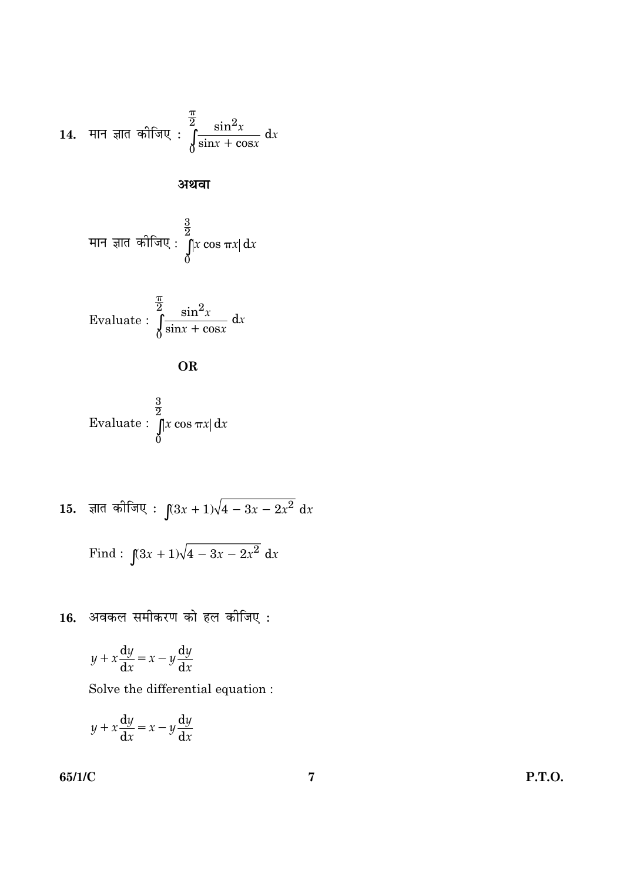14. मान ज्ञात कीजिए : $\int_0^{\frac{\pi}{2}} \frac{\sin^2 x}{\sin x + \cos x} \, dx$

**अथवा**

मान ज्ञात कीजिए : $\int_0^{\frac{3}{2}} |x \cos \pi x| \, dx$

Evaluate : $\int_0^{\frac{\pi}{2}} \frac{\sin^2 x}{\sin x + \cos x} \, dx$

**OR**

Evaluate : $\int_0^{\frac{3}{2}} |x \cos \pi x| \, dx$

15. ज्ञात कीजिए : $\int (3x + 1)\sqrt{4 - 3x - 2x^2} \, dx$

Find : $\int (3x + 1)\sqrt{4 - 3x - 2x^2} \, dx$

16. अवकल समीकरण को हल कीजिए :

$$y + x\frac{dy}{dx} = x - y\frac{dy}{dx}$$

Solve the differential equation :

$$y + x\frac{dy}{dx} = x - y\frac{dy}{dx}$$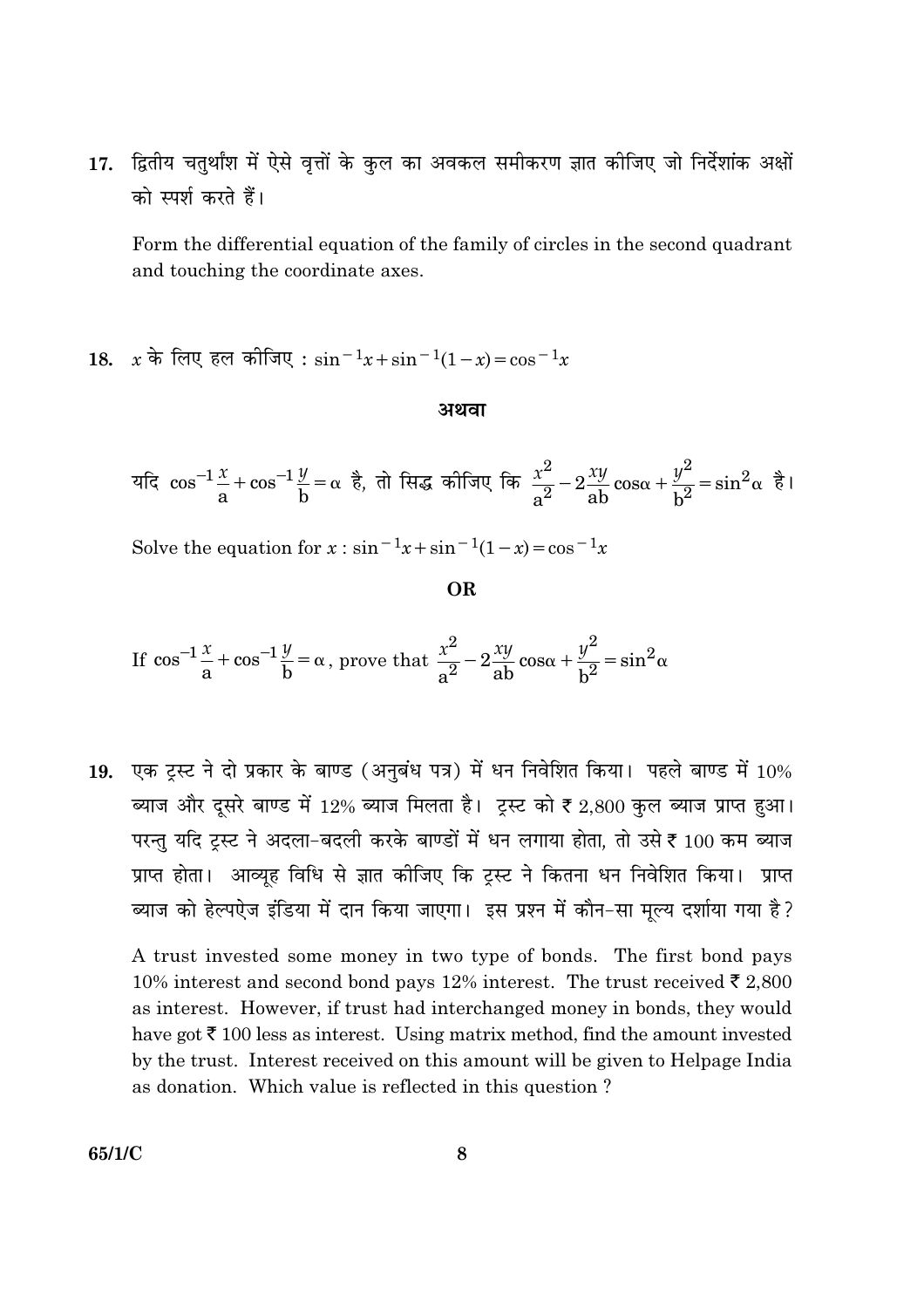17. द्वितीय चतुर्थांश में ऐसे वृत्तों के कुल का अवकल समीकरण ज्ञात कीजिए जो निर्देशांक अक्षों को स्पर्श करते हैं।

Form the differential equation of the family of circles in the second quadrant and touching the coordinate axes.

18. $x$ के लिए हल कीजिए : $\sin^{-1}x + \sin^{-1}(1-x) = \cos^{-1}x$

**अथवा**

यदि $\cos^{-1}\frac{x}{a} + \cos^{-1}\frac{y}{b} = \alpha$ है, तो सिद्ध कीजिए कि $\frac{x^2}{a^2} - 2\frac{xy}{ab}\cos\alpha + \frac{y^2}{b^2} = \sin^2\alpha$ है।

Solve the equation for $x$ : $\sin^{-1}x + \sin^{-1}(1-x) = \cos^{-1}x$

**OR**

If $\cos^{-1}\frac{x}{a} + \cos^{-1}\frac{y}{b} = \alpha$, prove that $\frac{x^2}{a^2} - 2\frac{xy}{ab}\cos\alpha + \frac{y^2}{b^2} = \sin^2\alpha$

19. एक ट्रस्ट ने दो प्रकार के बाण्ड (अनुबंध पत्र) में धन निवेशित किया। पहले बाण्ड में 10% ब्याज और दूसरे बाण्ड में 12% ब्याज मिलता है। ट्रस्ट को ₹ 2,800 कुल ब्याज प्राप्त हुआ। परन्तु यदि ट्रस्ट ने अदला-बदली करके बाण्डों में धन लगाया होता, तो उसे ₹ 100 कम ब्याज प्राप्त होता। आव्यूह विधि से ज्ञात कीजिए कि ट्रस्ट ने कितना धन निवेशित किया। प्राप्त ब्याज को हेल्पएज इंडिया में दान किया जाएगा। इस प्रश्न में कौन-सा मूल्य दर्शाया गया है?

A trust invested some money in two type of bonds. The first bond pays 10% interest and second bond pays 12% interest. The trust received ₹ 2,800 as interest. However, if trust had interchanged money in bonds, they would have got ₹ 100 less as interest. Using matrix method, find the amount invested by the trust. Interest received on this amount will be given to Helpage India as donation. Which value is reflected in this question?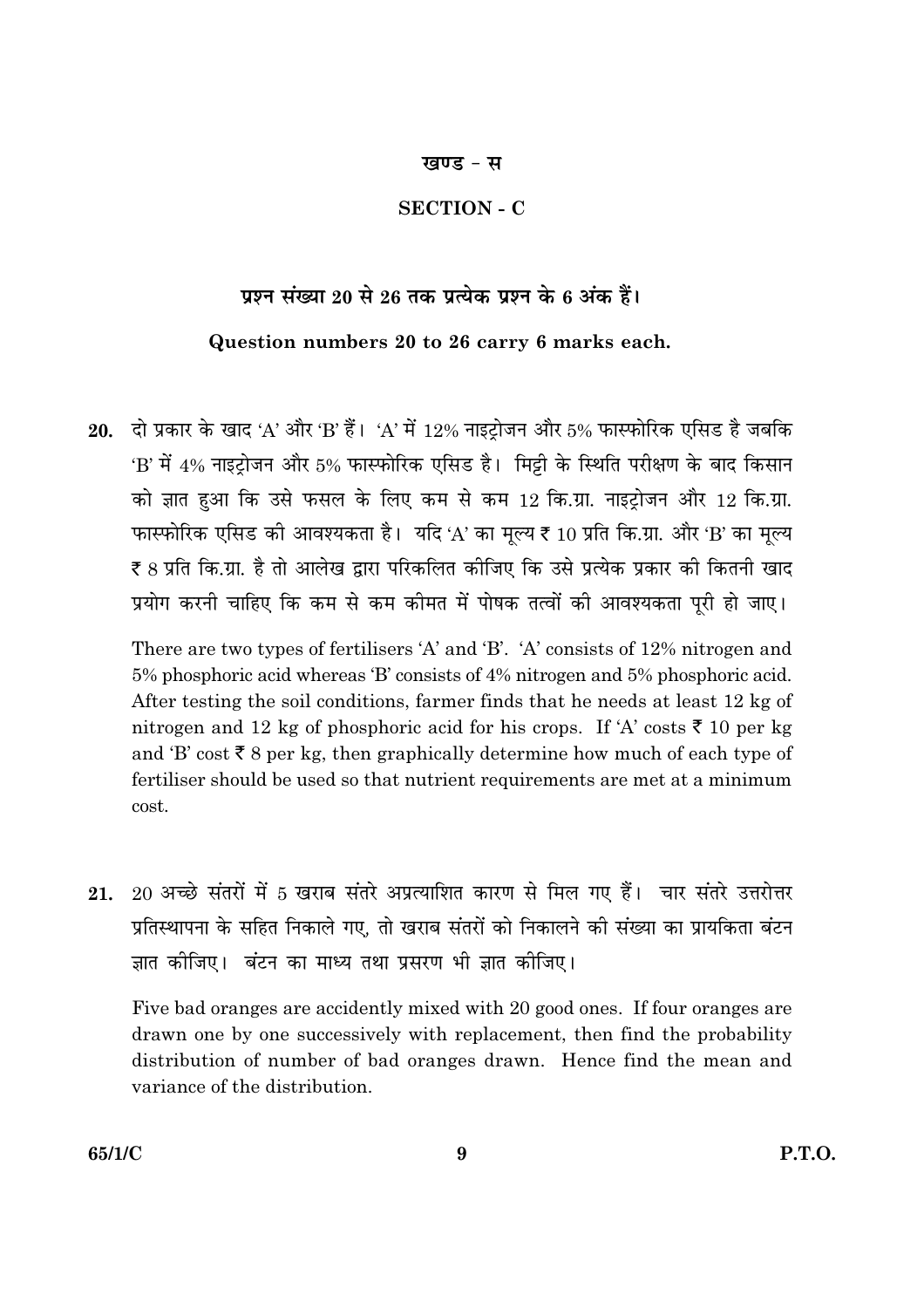## खण्ड - स

## SECTION - C

**प्रश्न संख्या 20 से 26 तक प्रत्येक प्रश्न के 6 अंक हैं।**

**Question numbers 20 to 26 carry 6 marks each.**

**20.** दो प्रकार के खाद 'A' और 'B' हैं। 'A' में 12% नाइट्रोजन और 5% फास्फोरिक एसिड है जबकि 'B' में 4% नाइट्रोजन और 5% फास्फोरिक एसिड है। मिट्टी के स्थिति परीक्षण के बाद किसान को ज्ञात हुआ कि उसे फसल के लिए कम से कम 12 कि.ग्रा. नाइट्रोजन और 12 कि.ग्रा. फास्फोरिक एसिड की आवश्यकता है। यदि 'A' का मूल्य ₹ 10 प्रति कि.ग्रा. और 'B' का मूल्य ₹ 8 प्रति कि.ग्रा. है तो आलेख द्वारा परिकलित कीजिए कि उसे प्रत्येक प्रकार की कितनी खाद प्रयोग करनी चाहिए कि कम से कम कीमत में पोषक तत्वों की आवश्यकता पूरी हो जाए।

There are two types of fertilisers 'A' and 'B'. 'A' consists of 12% nitrogen and 5% phosphoric acid whereas 'B' consists of 4% nitrogen and 5% phosphoric acid. After testing the soil conditions, farmer finds that he needs at least 12 kg of nitrogen and 12 kg of phosphoric acid for his crops. If 'A' costs ₹ 10 per kg and 'B' cost ₹ 8 per kg, then graphically determine how much of each type of fertiliser should be used so that nutrient requirements are met at a minimum cost.

**21.** 20 अच्छे संतरों में 5 खराब संतरे अप्रत्याशित कारण से मिल गए हैं। चार संतरे उत्तरोत्तर प्रतिस्थापना के सहित निकाले गए, तो खराब संतरों को निकालने की संख्या का प्रायिकता बंटन ज्ञात कीजिए। बंटन का माध्य तथा प्रसरण भी ज्ञात कीजिए।

Five bad oranges are accidently mixed with 20 good ones. If four oranges are drawn one by one successively with replacement, then find the probability distribution of number of bad oranges drawn. Hence find the mean and variance of the distribution.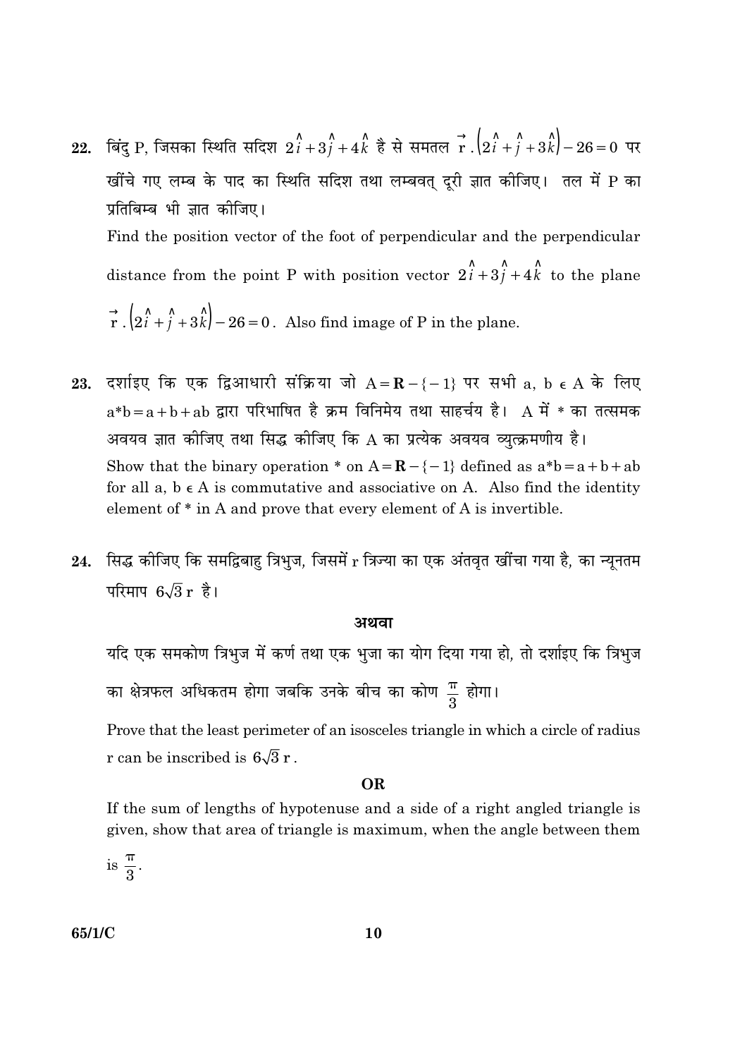22. बिंदु P, जिसका स्थिति सदिश $2\hat{i}+3\hat{j}+4\hat{k}$ है से समतल $\vec{r}.\left(2\hat{i}+\hat{j}+3\hat{k}\right)-26=0$ पर खींचे गए लम्ब के पाद का स्थिति सदिश तथा लम्बवत् दूरी ज्ञात कीजिए। तल में P का प्रतिबिम्ब भी ज्ञात कीजिए।

Find the position vector of the foot of perpendicular and the perpendicular distance from the point P with position vector $2\hat{i}+3\hat{j}+4\hat{k}$ to the plane $\vec{r}.\left(2\hat{i}+\hat{j}+3\hat{k}\right)-26=0$. Also find image of P in the plane.

23. दर्शाइए कि एक द्विआधारी संक्रिया जो $A=\mathbf{R}-\{-1\}$ पर सभी a, b $\epsilon$ A के लिए $a*b=a+b+ab$ द्वारा परिभाषित है क्रम विनिमेय तथा साहचर्य है। A में * का तत्समक अवयव ज्ञात कीजिए तथा सिद्ध कीजिए कि A का प्रत्येक अवयव व्युत्क्रमणीय है।

Show that the binary operation * on $A=\mathbf{R}-\{-1\}$ defined as $a*b=a+b+ab$ for all a, b $\epsilon$ A is commutative and associative on A. Also find the identity element of * in A and prove that every element of A is invertible.

24. सिद्ध कीजिए कि समद्विबाहु त्रिभुज, जिसमें r त्रिज्या का एक अंतवृत खींचा गया है, का न्यूनतम परिमाप $6\sqrt{3}\,r$ है।

**अथवा**

यदि एक समकोण त्रिभुज में कर्ण तथा एक भुजा का योग दिया गया हो, तो दर्शाइए कि त्रिभुज का क्षेत्रफल अधिकतम होगा जबकि उनके बीच का कोण $\frac{\pi}{3}$ होगा।

Prove that the least perimeter of an isosceles triangle in which a circle of radius r can be inscribed is $6\sqrt{3}\,r$.

**OR**

If the sum of lengths of hypotenuse and a side of a right angled triangle is given, show that area of triangle is maximum, when the angle between them is $\frac{\pi}{3}$.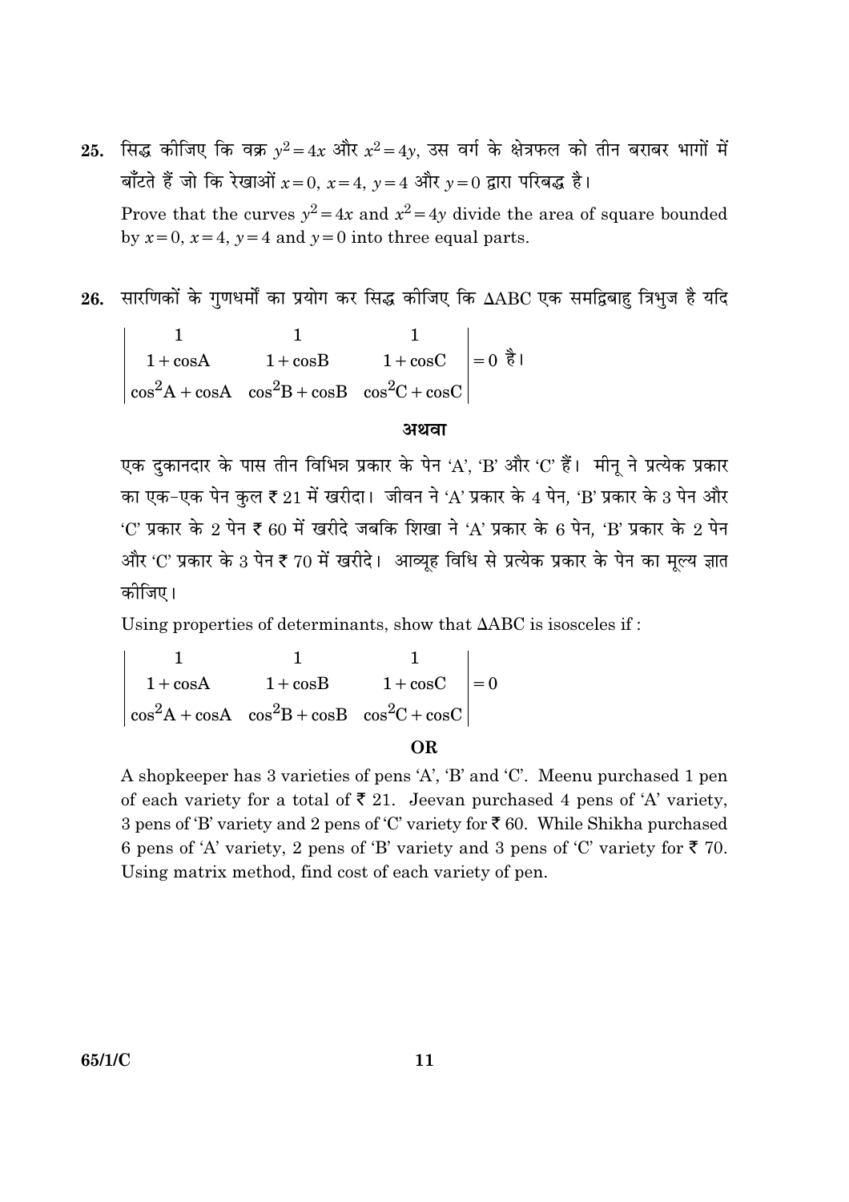25. सिद्ध कीजिए कि वक्र $y^2 = 4x$ और $x^2 = 4y$, उस वर्ग के क्षेत्रफल को तीन बराबर भागों में बाँटते हैं जो कि रेखाओं $x = 0$, $x = 4$, $y = 4$ और $y = 0$ द्वारा परिबद्ध है।

Prove that the curves $y^2 = 4x$ and $x^2 = 4y$ divide the area of square bounded by $x = 0$, $x = 4$, $y = 4$ and $y = 0$ into three equal parts.

26. सारणिकों के गुणधर्मों का प्रयोग कर सिद्ध कीजिए कि $\Delta ABC$ एक समद्विबाहु त्रिभुज है यदि

$$\begin{vmatrix} 1 & 1 & 1 \\ 1 + \cos A & 1 + \cos B & 1 + \cos C \\ \cos^2 A + \cos A & \cos^2 B + \cos B & \cos^2 C + \cos C \end{vmatrix} = 0 \text{ है।}$$

**अथवा**

एक दुकानदार के पास तीन विभिन्न प्रकार के पेन 'A', 'B' और 'C' हैं। मीनू ने प्रत्येक प्रकार का एक-एक पेन कुल ₹ 21 में खरीदा। जीवन ने 'A' प्रकार के 4 पेन, 'B' प्रकार के 3 पेन और 'C' प्रकार के 2 पेन ₹ 60 में खरीदे जबकि शिखा ने 'A' प्रकार के 6 पेन, 'B' प्रकार के 2 पेन और 'C' प्रकार के 3 पेन ₹ 70 में खरीदे। आव्यूह विधि से प्रत्येक प्रकार के पेन का मूल्य ज्ञात कीजिए।

Using properties of determinants, show that $\Delta ABC$ is isosceles if :

$$\begin{vmatrix} 1 & 1 & 1 \\ 1 + \cos A & 1 + \cos B & 1 + \cos C \\ \cos^2 A + \cos A & \cos^2 B + \cos B & \cos^2 C + \cos C \end{vmatrix} = 0$$

**OR**

A shopkeeper has 3 varieties of pens 'A', 'B' and 'C'. Meenu purchased 1 pen of each variety for a total of ₹ 21. Jeevan purchased 4 pens of 'A' variety, 3 pens of 'B' variety and 2 pens of 'C' variety for ₹ 60. While Shikha purchased 6 pens of 'A' variety, 2 pens of 'B' variety and 3 pens of 'C' variety for ₹ 70. Using matrix method, find cost of each variety of pen.